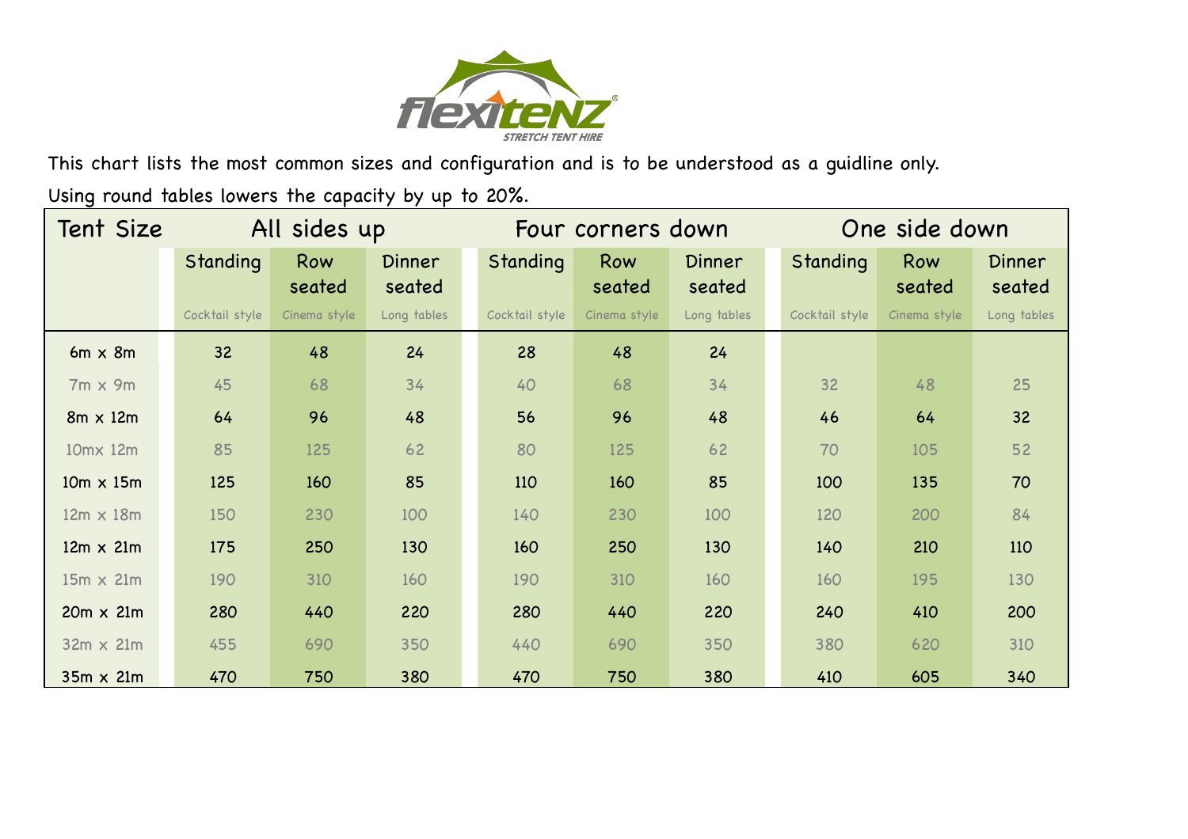flexitenZ® STRETCH TENT HIRE

This chart lists the most common sizes and configuration and is to be understood as a guidline only.

Using round tables lowers the capacity by up to 20%.

| Tent Size | All sides up | | | Four corners down | | | One side down | | |
|---|---|---|---|---|---|---|---|---|---|
| | Standing Cocktail style | Row seated Cinema style | Dinner seated Long tables | Standing Cocktail style | Row seated Cinema style | Dinner seated Long tables | Standing Cocktail style | Row seated Cinema style | Dinner seated Long tables |
| 6m x 8m | 32 | 48 | 24 | 28 | 48 | 24 | | | |
| 7m x 9m | 45 | 68 | 34 | 40 | 68 | 34 | 32 | 48 | 25 |
| 8m x 12m | 64 | 96 | 48 | 56 | 96 | 48 | 46 | 64 | 32 |
| 10mx 12m | 85 | 125 | 62 | 80 | 125 | 62 | 70 | 105 | 52 |
| 10m x 15m | 125 | 160 | 85 | 110 | 160 | 85 | 100 | 135 | 70 |
| 12m x 18m | 150 | 230 | 100 | 140 | 230 | 100 | 120 | 200 | 84 |
| 12m x 21m | 175 | 250 | 130 | 160 | 250 | 130 | 140 | 210 | 110 |
| 15m x 21m | 190 | 310 | 160 | 190 | 310 | 160 | 160 | 195 | 130 |
| 20m x 21m | 280 | 440 | 220 | 280 | 440 | 220 | 240 | 410 | 200 |
| 32m x 21m | 455 | 690 | 350 | 440 | 690 | 350 | 380 | 620 | 310 |
| 35m x 21m | 470 | 750 | 380 | 470 | 750 | 380 | 410 | 605 | 340 |